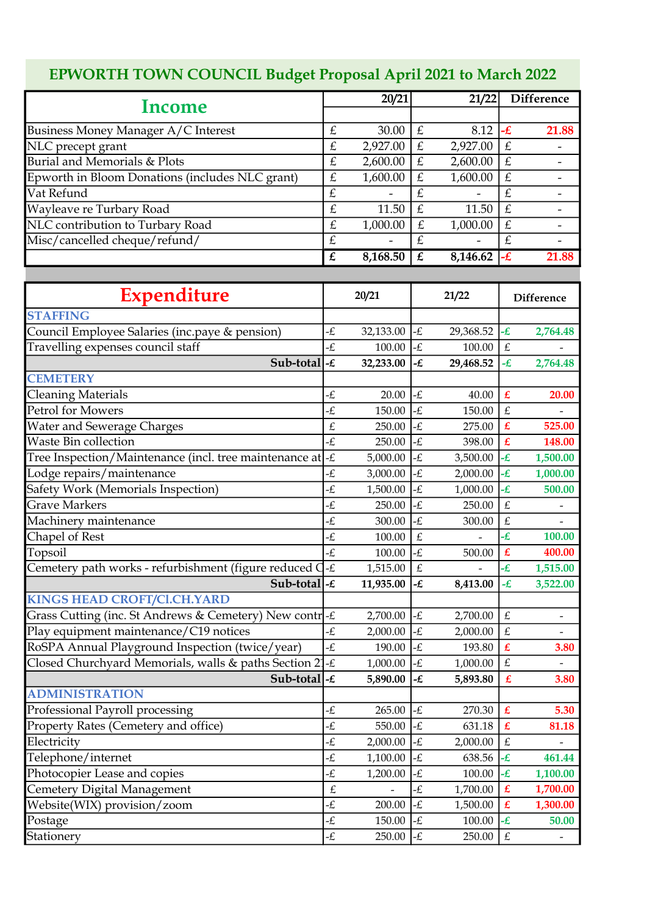# EPWORTH TOWN COUNCIL Budget Proposal April 2021 to March 2022

| Income | | 20/21 | | 21/22 | | Difference |
|---|---|---|---|---|---|---|
| Business Money Manager A/C Interest | £ | 30.00 | £ | 8.12 | -£ | 21.88 |
| NLC precept grant | £ | 2,927.00 | £ | 2,927.00 | £ | - |
| Burial and Memorials & Plots | £ | 2,600.00 | £ | 2,600.00 | £ | - |
| Epworth in Bloom Donations (includes NLC grant) | £ | 1,600.00 | £ | 1,600.00 | £ | - |
| Vat Refund | £ | - | £ | - | £ | - |
| Wayleave re Turbary Road | £ | 11.50 | £ | 11.50 | £ | - |
| NLC contribution to Turbary Road | £ | 1,000.00 | £ | 1,000.00 | £ | - |
| Misc/cancelled cheque/refund/ | £ | - | £ | - | £ | - |
| | **£** | **8,168.50** | **£** | **8,146.62** | **-£** | **21.88** |

| Expenditure | | 20/21 | | 21/22 | | Difference |
|---|---|---|---|---|---|---|
| **STAFFING** | | | | | | |
| Council Employee Salaries (inc.paye & pension) | -£ | 32,133.00 | -£ | 29,368.52 | -£ | 2,764.48 |
| Travelling expenses council staff | -£ | 100.00 | -£ | 100.00 | £ | - |
| **Sub-total** | **-£** | **32,233.00** | **-£** | **29,468.52** | **-£** | **2,764.48** |
| **CEMETERY** | | | | | | |
| Cleaning Materials | -£ | 20.00 | -£ | 40.00 | £ | 20.00 |
| Petrol for Mowers | -£ | 150.00 | -£ | 150.00 | £ | - |
| Water and Sewerage Charges | £ | 250.00 | -£ | 275.00 | £ | 525.00 |
| Waste Bin collection | -£ | 250.00 | -£ | 398.00 | £ | 148.00 |
| Tree Inspection/Maintenance (incl. tree maintenance at | -£ | 5,000.00 | -£ | 3,500.00 | -£ | 1,500.00 |
| Lodge repairs/maintenance | -£ | 3,000.00 | -£ | 2,000.00 | -£ | 1,000.00 |
| Safety Work (Memorials Inspection) | -£ | 1,500.00 | -£ | 1,000.00 | -£ | 500.00 |
| Grave Markers | -£ | 250.00 | -£ | 250.00 | £ | - |
| Machinery maintenance | -£ | 300.00 | -£ | 300.00 | £ | - |
| Chapel of Rest | -£ | 100.00 | £ | - | -£ | 100.00 |
| Topsoil | -£ | 100.00 | -£ | 500.00 | £ | 400.00 |
| Cemetery path works - refurbishment (figure reduced C | -£ | 1,515.00 | £ | - | -£ | 1,515.00 |
| **Sub-total** | **-£** | **11,935.00** | **-£** | **8,413.00** | **-£** | **3,522.00** |
| **KINGS HEAD CROFT/Cl.CH.YARD** | | | | | | |
| Grass Cutting (inc. St Andrews & Cemetery) New contr | -£ | 2,700.00 | -£ | 2,700.00 | £ | - |
| Play equipment maintenance/C19 notices | -£ | 2,000.00 | -£ | 2,000.00 | £ | - |
| RoSPA Annual Playground Inspection (twice/year) | -£ | 190.00 | -£ | 193.80 | £ | 3.80 |
| Closed Churchyard Memorials, walls & paths Section 2 | -£ | 1,000.00 | -£ | 1,000.00 | £ | - |
| **Sub-total** | **-£** | **5,890.00** | **-£** | **5,893.80** | **£** | **3.80** |
| **ADMINISTRATION** | | | | | | |
| Professional Payroll processing | -£ | 265.00 | -£ | 270.30 | £ | 5.30 |
| Property Rates (Cemetery and office) | -£ | 550.00 | -£ | 631.18 | £ | 81.18 |
| Electricity | -£ | 2,000.00 | -£ | 2,000.00 | £ | - |
| Telephone/internet | -£ | 1,100.00 | -£ | 638.56 | -£ | 461.44 |
| Photocopier Lease and copies | -£ | 1,200.00 | -£ | 100.00 | -£ | 1,100.00 |
| Cemetery Digital Management | £ | - | -£ | 1,700.00 | £ | 1,700.00 |
| Website(WIX) provision/zoom | -£ | 200.00 | -£ | 1,500.00 | £ | 1,300.00 |
| Postage | -£ | 150.00 | -£ | 100.00 | -£ | 50.00 |
| Stationery | -£ | 250.00 | -£ | 250.00 | £ | - |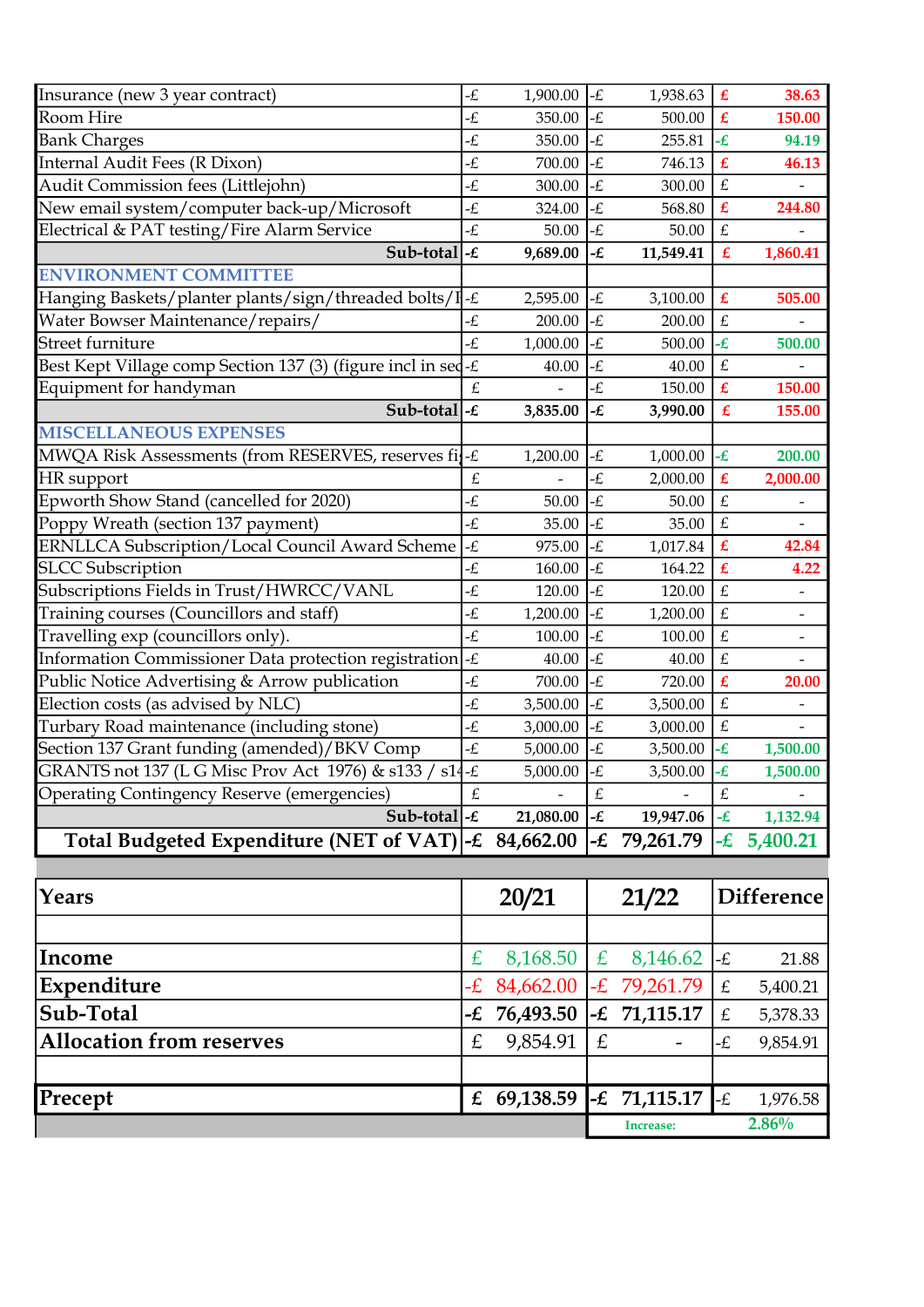| | | | |
|---|---|---|---|
| Insurance (new 3 year contract) | -£ 1,900.00 | -£ 1,938.63 | £ 38.63 |
| Room Hire | -£ 350.00 | -£ 500.00 | £ 150.00 |
| Bank Charges | -£ 350.00 | -£ 255.81 | -£ 94.19 |
| Internal Audit Fees (R Dixon) | -£ 700.00 | -£ 746.13 | £ 46.13 |
| Audit Commission fees (Littlejohn) | -£ 300.00 | -£ 300.00 | £ - |
| New email system/computer back-up/Microsoft | -£ 324.00 | -£ 568.80 | £ 244.80 |
| Electrical & PAT testing/Fire Alarm Service | -£ 50.00 | -£ 50.00 | £ - |
| **Sub-total** | **-£ 9,689.00** | **-£ 11,549.41** | **£ 1,860.41** |
| **ENVIRONMENT COMMITTEE** | | | |
| Hanging Baskets/planter plants/sign/threaded bolts/I | -£ 2,595.00 | -£ 3,100.00 | £ 505.00 |
| Water Bowser Maintenance/repairs/ | -£ 200.00 | -£ 200.00 | £ - |
| Street furniture | -£ 1,000.00 | -£ 500.00 | -£ 500.00 |
| Best Kept Village comp Section 137 (3) (figure incl in sec | -£ 40.00 | -£ 40.00 | £ - |
| Equipment for handyman | £ - | -£ 150.00 | £ 150.00 |
| **Sub-total** | **-£ 3,835.00** | **-£ 3,990.00** | **£ 155.00** |
| **MISCELLANEOUS EXPENSES** | | | |
| MWQA Risk Assessments (from RESERVES, reserves fi | -£ 1,200.00 | -£ 1,000.00 | -£ 200.00 |
| HR support | £ - | -£ 2,000.00 | £ 2,000.00 |
| Epworth Show Stand (cancelled for 2020) | -£ 50.00 | -£ 50.00 | £ - |
| Poppy Wreath (section 137 payment) | -£ 35.00 | -£ 35.00 | £ - |
| ERNLLCA Subscription/Local Council Award Scheme | -£ 975.00 | -£ 1,017.84 | £ 42.84 |
| SLCC Subscription | -£ 160.00 | -£ 164.22 | £ 4.22 |
| Subscriptions Fields in Trust/HWRCC/VANL | -£ 120.00 | -£ 120.00 | £ - |
| Training courses (Councillors and staff) | -£ 1,200.00 | -£ 1,200.00 | £ - |
| Travelling exp (councillors only). | -£ 100.00 | -£ 100.00 | £ - |
| Information Commissioner Data protection registration | -£ 40.00 | -£ 40.00 | £ - |
| Public Notice Advertising & Arrow publication | -£ 700.00 | -£ 720.00 | £ 20.00 |
| Election costs (as advised by NLC) | -£ 3,500.00 | -£ 3,500.00 | £ - |
| Turbary Road maintenance (including stone) | -£ 3,000.00 | -£ 3,000.00 | £ - |
| Section 137 Grant funding (amended)/BKV Comp | -£ 5,000.00 | -£ 3,500.00 | -£ 1,500.00 |
| GRANTS not 137 (L G Misc Prov Act 1976) & s133 / s1 | -£ 5,000.00 | -£ 3,500.00 | -£ 1,500.00 |
| Operating Contingency Reserve (emergencies) | £ - | £ - | £ - |
| **Sub-total** | **-£ 21,080.00** | **-£ 19,947.06** | **-£ 1,132.94** |
| **Total Budgeted Expenditure (NET of VAT)** | **-£ 84,662.00** | **-£ 79,261.79** | **-£ 5,400.21** |

| **Years** | **20/21** | **21/22** | **Difference** |
|---|---|---|---|
| | | | |
| **Income** | £ 8,168.50 | £ 8,146.62 | -£ 21.88 |
| **Expenditure** | -£ 84,662.00 | -£ 79,261.79 | £ 5,400.21 |
| **Sub-Total** | **-£ 76,493.50** | **-£ 71,115.17** | £ 5,378.33 |
| **Allocation from reserves** | £ 9,854.91 | £ - | -£ 9,854.91 |
| | | | |
| **Precept** | **£ 69,138.59** | **-£ 71,115.17** | -£ 1,976.58 |
| | | Increase: | 2.86% |